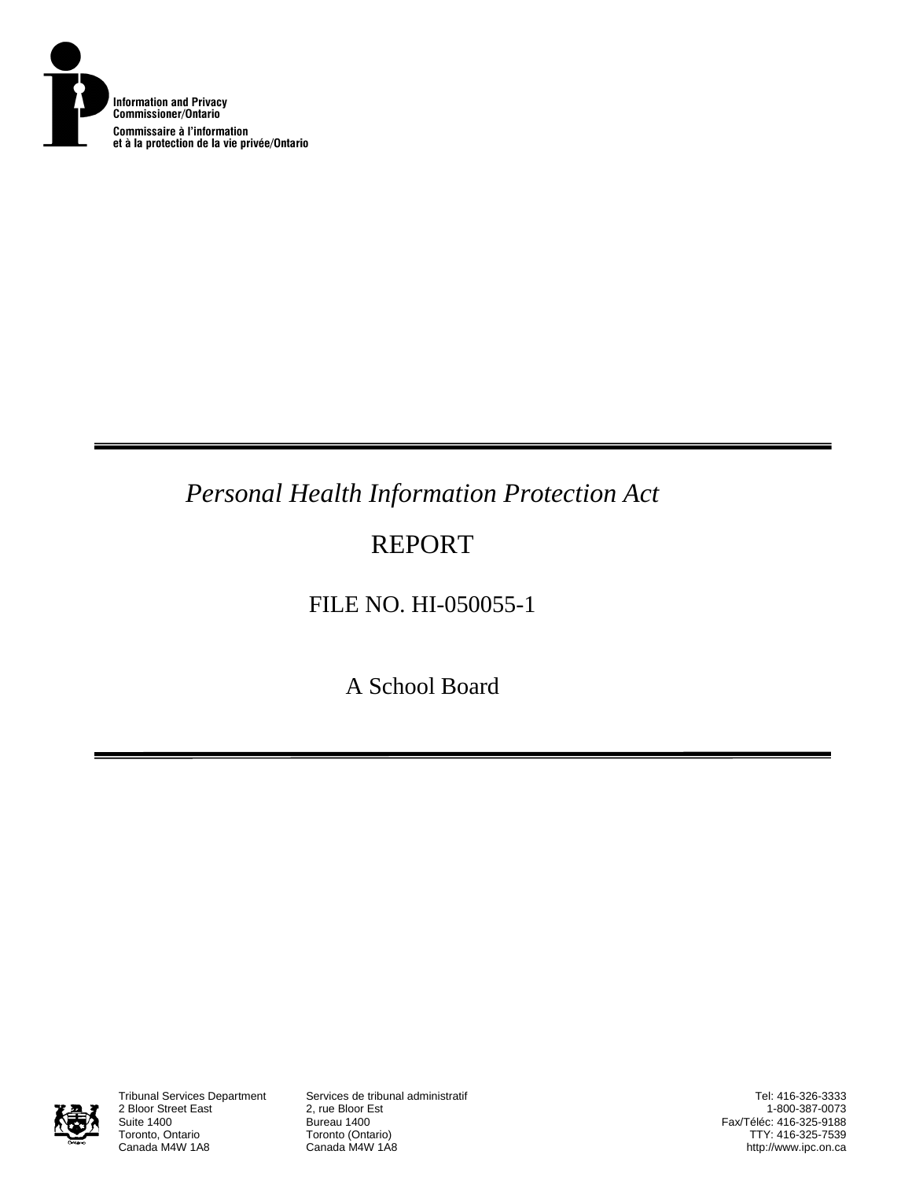Information and Privacy Commissioner/Ontario

Commissaire à l'information et à la protection de la vie privée/Ontario

*Personal Health Information Protection Act*

# REPORT

FILE NO. HI-050055-1

A School Board

Tribunal Services Department
2 Bloor Street East
Suite 1400
Toronto, Ontario
Canada M4W 1A8

Services de tribunal administratif
2, rue Bloor Est
Bureau 1400
Toronto (Ontario)
Canada M4W 1A8

Tel: 416-326-3333
1-800-387-0073
Fax/Téléc: 416-325-9188
TTY: 416-325-7539
http://www.ipc.on.ca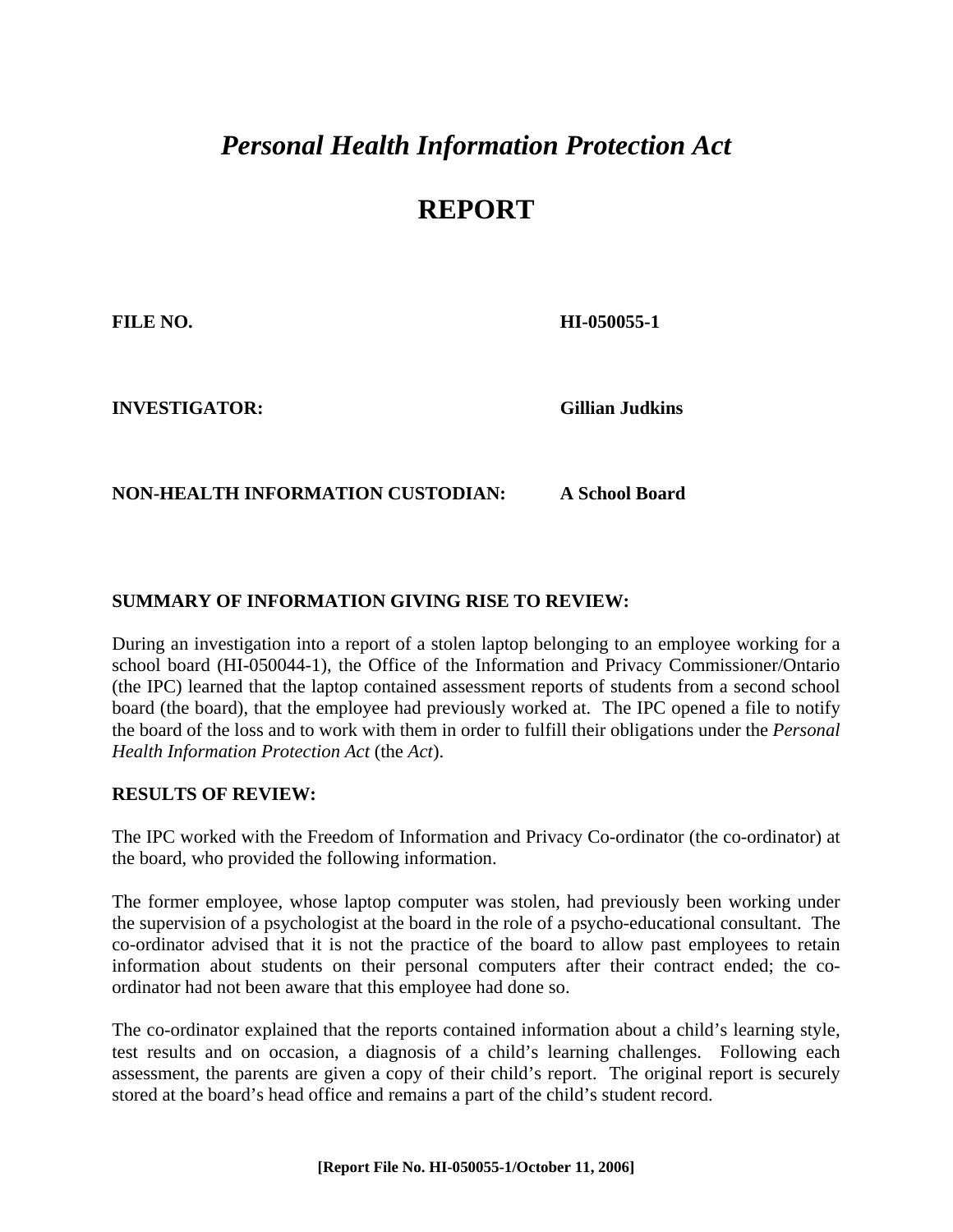# *Personal Health Information Protection Act*

# REPORT

**FILE NO.** **HI-050055-1**

**INVESTIGATOR:** **Gillian Judkins**

**NON-HEALTH INFORMATION CUSTODIAN:** **A School Board**

**SUMMARY OF INFORMATION GIVING RISE TO REVIEW:**

During an investigation into a report of a stolen laptop belonging to an employee working for a school board (HI-050044-1), the Office of the Information and Privacy Commissioner/Ontario (the IPC) learned that the laptop contained assessment reports of students from a second school board (the board), that the employee had previously worked at. The IPC opened a file to notify the board of the loss and to work with them in order to fulfill their obligations under the *Personal Health Information Protection Act* (the *Act*).

**RESULTS OF REVIEW:**

The IPC worked with the Freedom of Information and Privacy Co-ordinator (the co-ordinator) at the board, who provided the following information.

The former employee, whose laptop computer was stolen, had previously been working under the supervision of a psychologist at the board in the role of a psycho-educational consultant. The co-ordinator advised that it is not the practice of the board to allow past employees to retain information about students on their personal computers after their contract ended; the co-ordinator had not been aware that this employee had done so.

The co-ordinator explained that the reports contained information about a child's learning style, test results and on occasion, a diagnosis of a child's learning challenges. Following each assessment, the parents are given a copy of their child's report. The original report is securely stored at the board's head office and remains a part of the child's student record.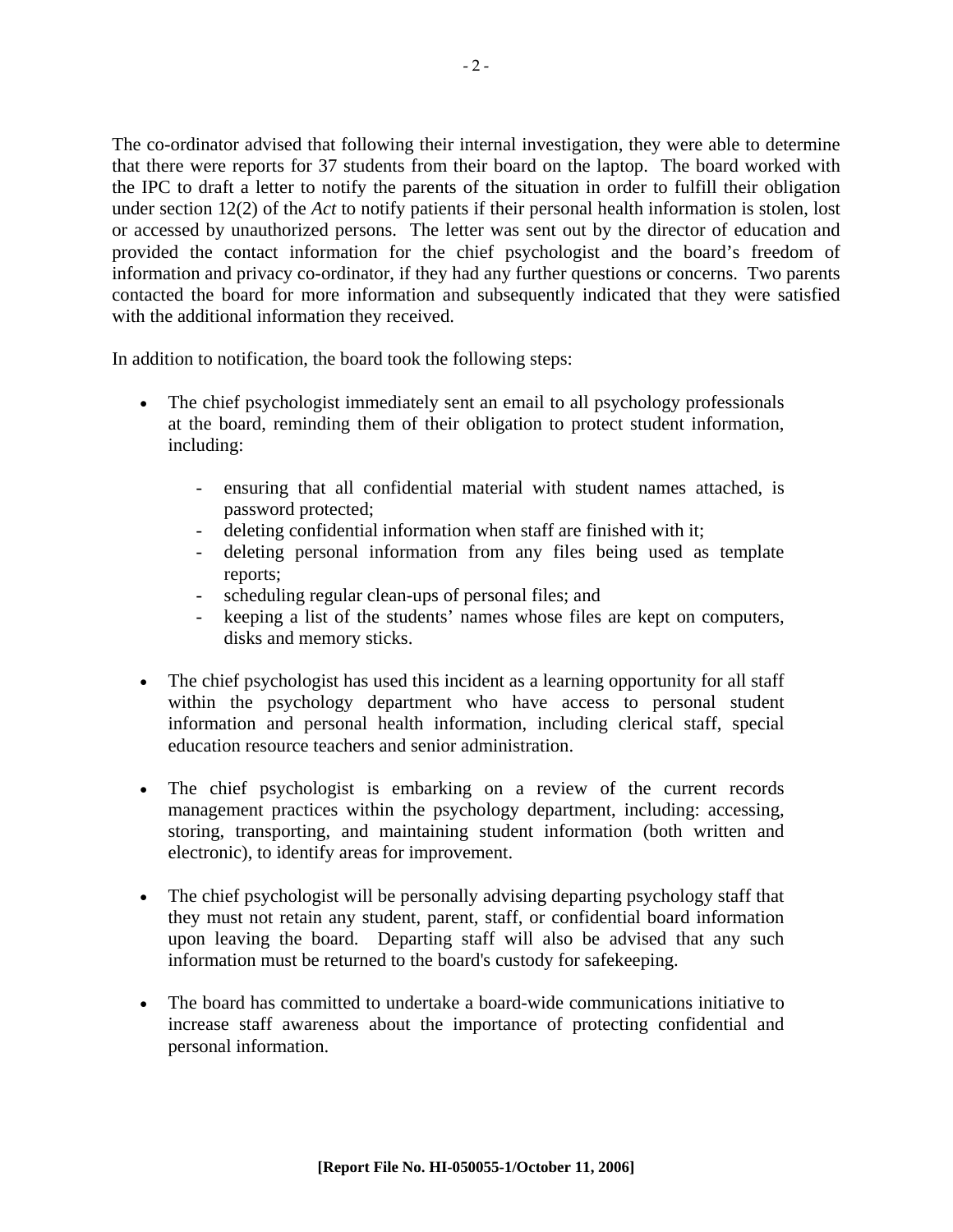The co-ordinator advised that following their internal investigation, they were able to determine that there were reports for 37 students from their board on the laptop. The board worked with the IPC to draft a letter to notify the parents of the situation in order to fulfill their obligation under section 12(2) of the *Act* to notify patients if their personal health information is stolen, lost or accessed by unauthorized persons. The letter was sent out by the director of education and provided the contact information for the chief psychologist and the board's freedom of information and privacy co-ordinator, if they had any further questions or concerns. Two parents contacted the board for more information and subsequently indicated that they were satisfied with the additional information they received.

In addition to notification, the board took the following steps:

- The chief psychologist immediately sent an email to all psychology professionals at the board, reminding them of their obligation to protect student information, including:
    - ensuring that all confidential material with student names attached, is password protected;
    - deleting confidential information when staff are finished with it;
    - deleting personal information from any files being used as template reports;
    - scheduling regular clean-ups of personal files; and
    - keeping a list of the students' names whose files are kept on computers, disks and memory sticks.

- The chief psychologist has used this incident as a learning opportunity for all staff within the psychology department who have access to personal student information and personal health information, including clerical staff, special education resource teachers and senior administration.

- The chief psychologist is embarking on a review of the current records management practices within the psychology department, including: accessing, storing, transporting, and maintaining student information (both written and electronic), to identify areas for improvement.

- The chief psychologist will be personally advising departing psychology staff that they must not retain any student, parent, staff, or confidential board information upon leaving the board. Departing staff will also be advised that any such information must be returned to the board's custody for safekeeping.

- The board has committed to undertake a board-wide communications initiative to increase staff awareness about the importance of protecting confidential and personal information.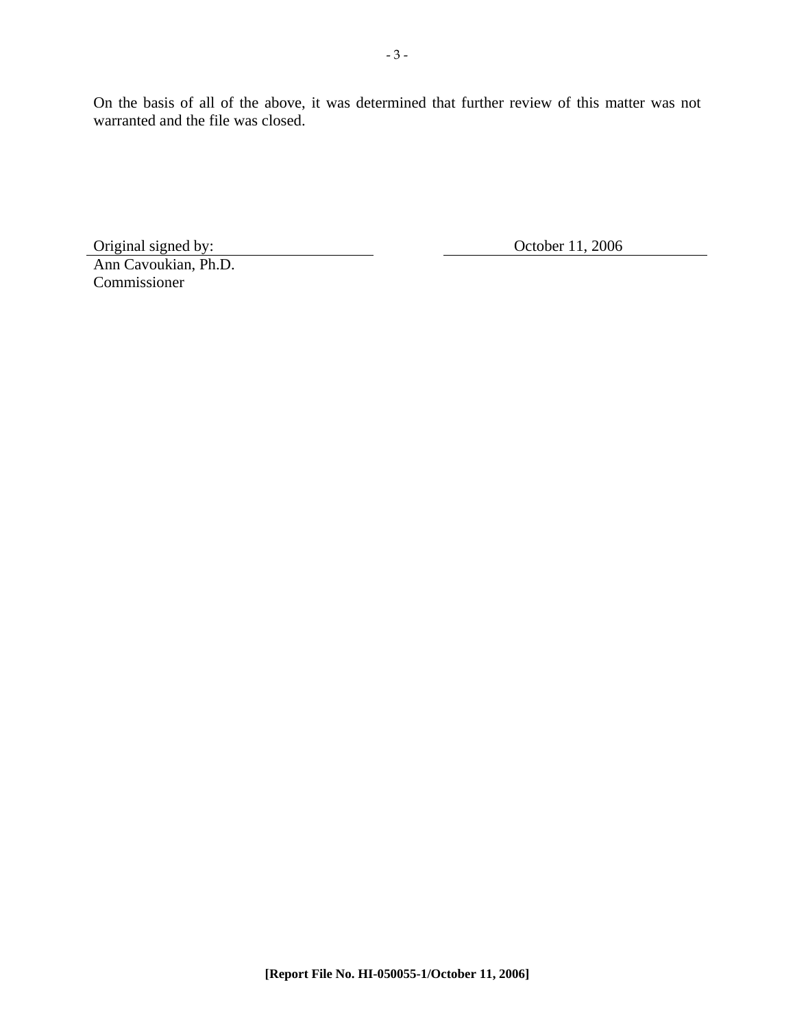On the basis of all of the above, it was determined that further review of this matter was not warranted and the file was closed.

Original signed by:  
Ann Cavoukian, Ph.D.  
Commissioner

October 11, 2006

**[Report File No. HI-050055-1/October 11, 2006]**